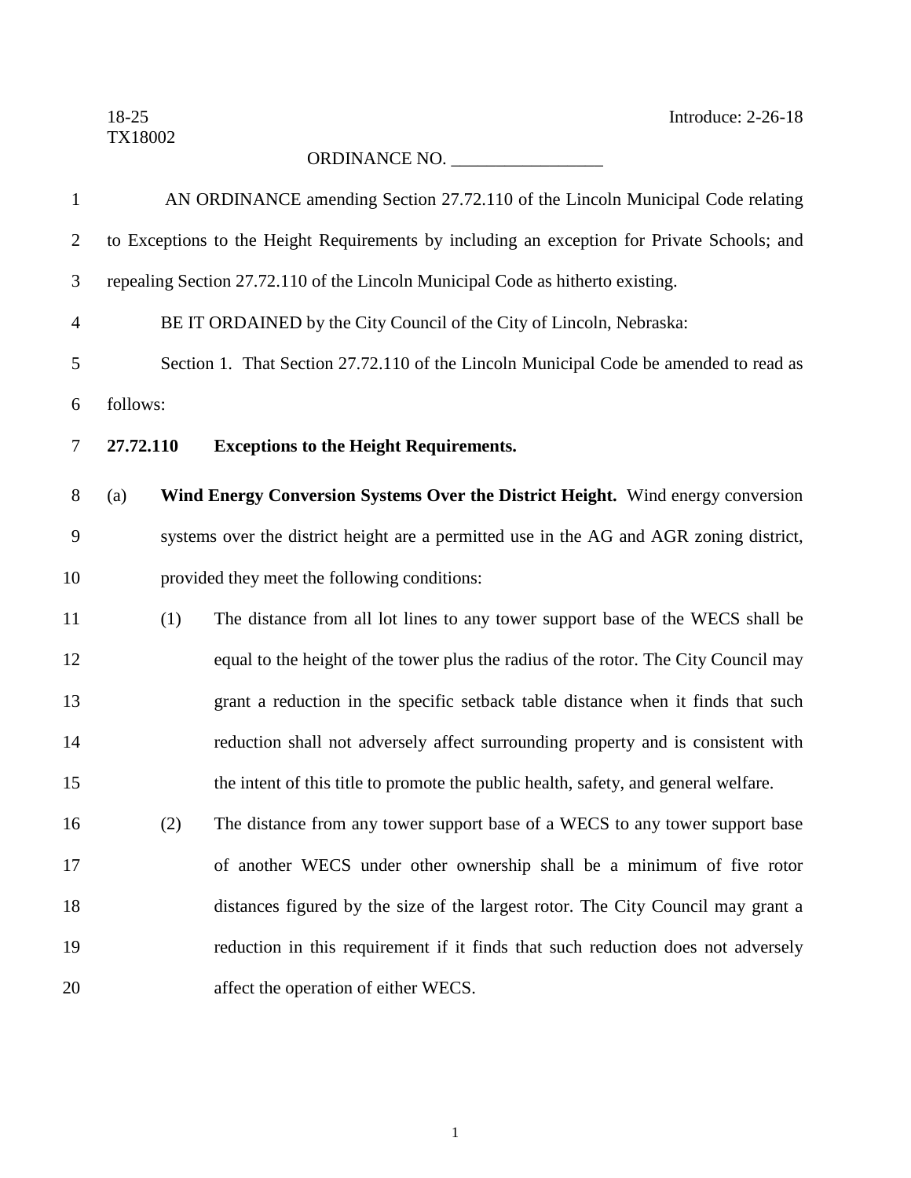18-25
TX18002

Introduce: 2-26-18

ORDINANCE NO. _________________

AN ORDINANCE amending Section 27.72.110 of the Lincoln Municipal Code relating to Exceptions to the Height Requirements by including an exception for Private Schools; and repealing Section 27.72.110 of the Lincoln Municipal Code as hitherto existing.

BE IT ORDAINED by the City Council of the City of Lincoln, Nebraska:

Section 1. That Section 27.72.110 of the Lincoln Municipal Code be amended to read as follows:

**27.72.110 Exceptions to the Height Requirements.**

(a) **Wind Energy Conversion Systems Over the District Height.** Wind energy conversion systems over the district height are a permitted use in the AG and AGR zoning district, provided they meet the following conditions:

(1) The distance from all lot lines to any tower support base of the WECS shall be equal to the height of the tower plus the radius of the rotor. The City Council may grant a reduction in the specific setback table distance when it finds that such reduction shall not adversely affect surrounding property and is consistent with the intent of this title to promote the public health, safety, and general welfare.

(2) The distance from any tower support base of a WECS to any tower support base of another WECS under other ownership shall be a minimum of five rotor distances figured by the size of the largest rotor. The City Council may grant a reduction in this requirement if it finds that such reduction does not adversely affect the operation of either WECS.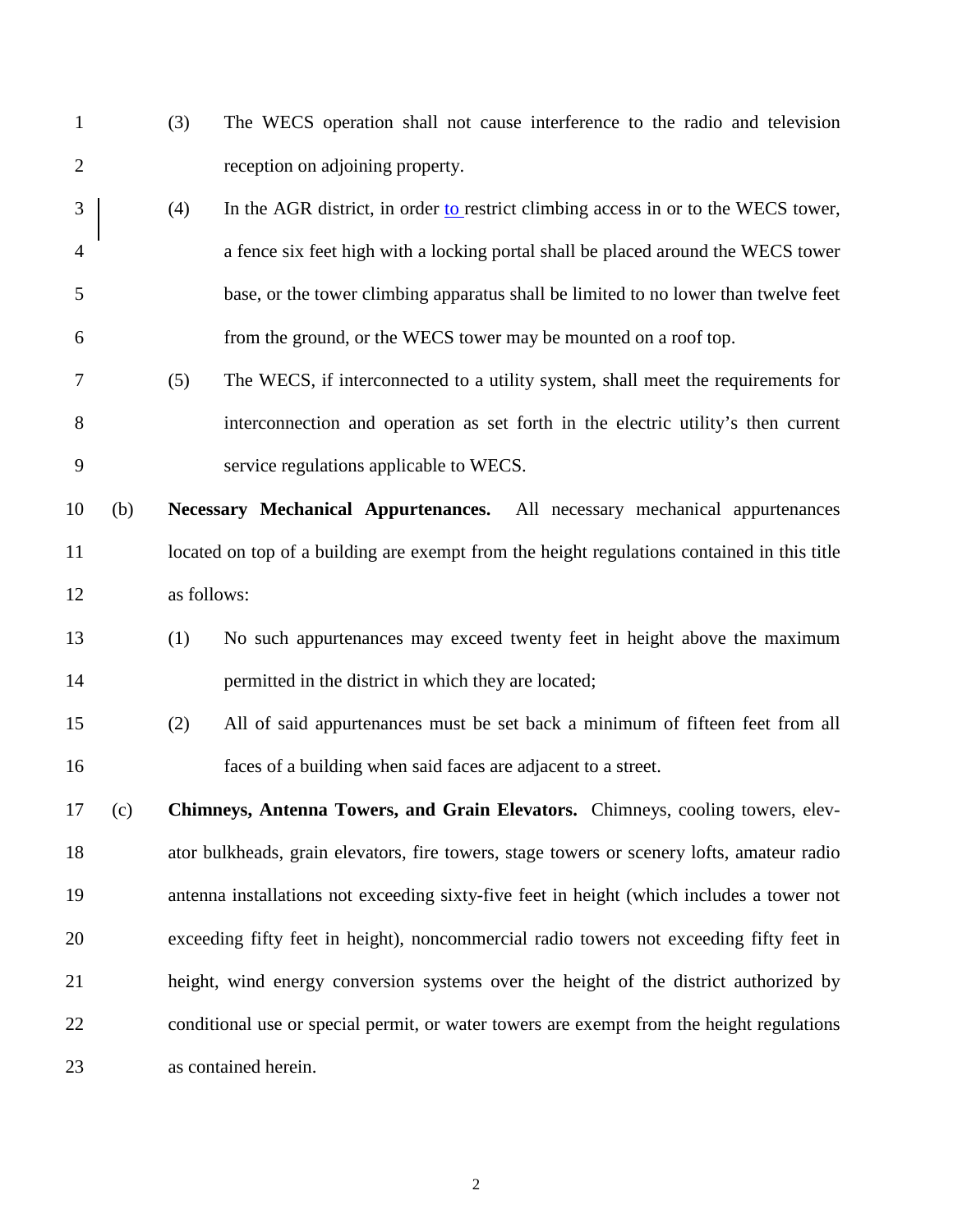(3) The WECS operation shall not cause interference to the radio and television reception on adjoining property.

(4) In the AGR district, in order to restrict climbing access in or to the WECS tower, a fence six feet high with a locking portal shall be placed around the WECS tower base, or the tower climbing apparatus shall be limited to no lower than twelve feet from the ground, or the WECS tower may be mounted on a roof top.

(5) The WECS, if interconnected to a utility system, shall meet the requirements for interconnection and operation as set forth in the electric utility's then current service regulations applicable to WECS.

(b) **Necessary Mechanical Appurtenances.** All necessary mechanical appurtenances located on top of a building are exempt from the height regulations contained in this title as follows:

(1) No such appurtenances may exceed twenty feet in height above the maximum permitted in the district in which they are located;

(2) All of said appurtenances must be set back a minimum of fifteen feet from all faces of a building when said faces are adjacent to a street.

(c) **Chimneys, Antenna Towers, and Grain Elevators.** Chimneys, cooling towers, elevator bulkheads, grain elevators, fire towers, stage towers or scenery lofts, amateur radio antenna installations not exceeding sixty-five feet in height (which includes a tower not exceeding fifty feet in height), noncommercial radio towers not exceeding fifty feet in height, wind energy conversion systems over the height of the district authorized by conditional use or special permit, or water towers are exempt from the height regulations as contained herein.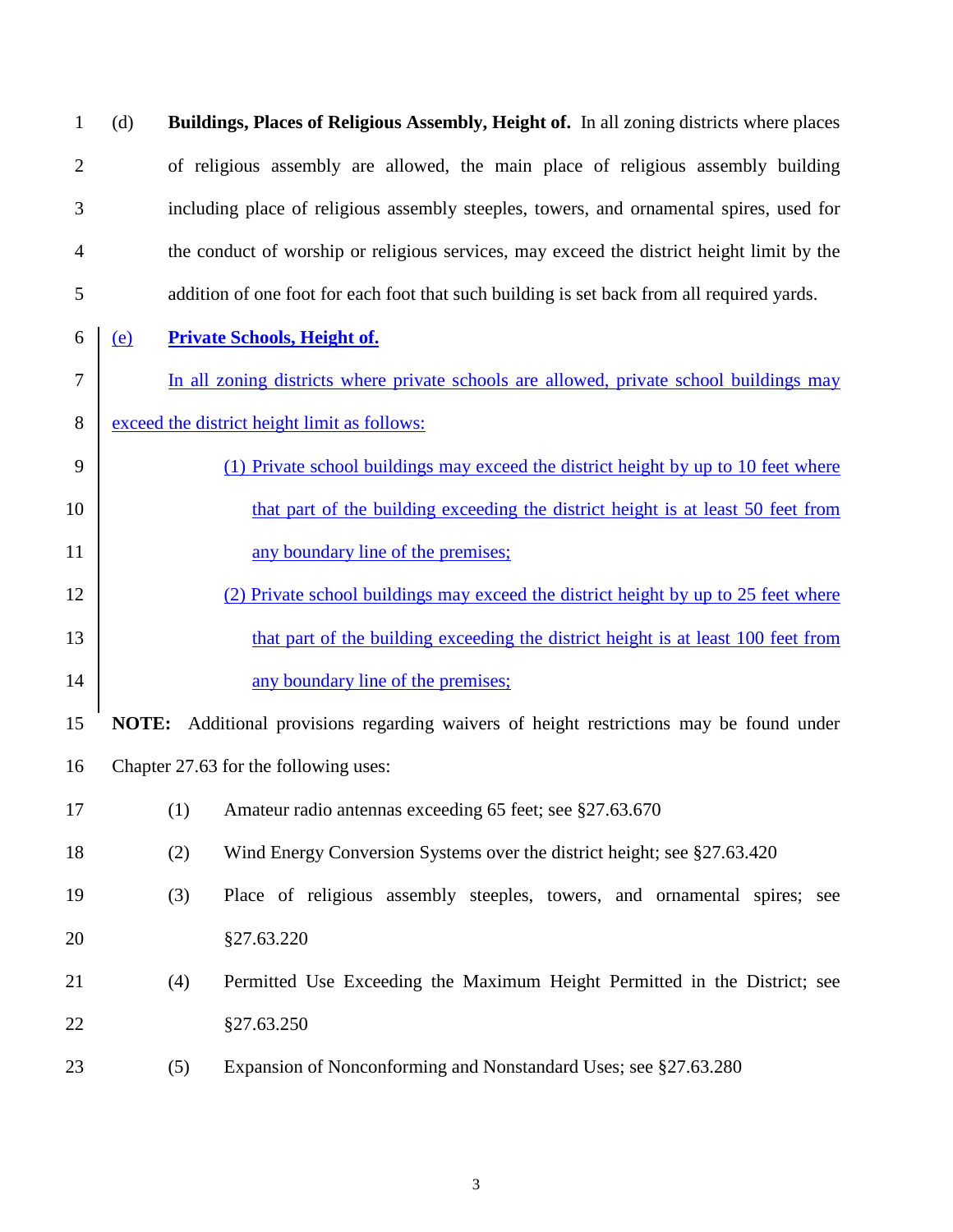(d) **Buildings, Places of Religious Assembly, Height of.** In all zoning districts where places of religious assembly are allowed, the main place of religious assembly building including place of religious assembly steeples, towers, and ornamental spires, used for the conduct of worship or religious services, may exceed the district height limit by the addition of one foot for each foot that such building is set back from all required yards.

(e) **Private Schools, Height of.**

In all zoning districts where private schools are allowed, private school buildings may exceed the district height limit as follows:

(1) Private school buildings may exceed the district height by up to 10 feet where that part of the building exceeding the district height is at least 50 feet from any boundary line of the premises;

(2) Private school buildings may exceed the district height by up to 25 feet where that part of the building exceeding the district height is at least 100 feet from any boundary line of the premises;

**NOTE:** Additional provisions regarding waivers of height restrictions may be found under Chapter 27.63 for the following uses:

(1) Amateur radio antennas exceeding 65 feet; see §27.63.670

(2) Wind Energy Conversion Systems over the district height; see §27.63.420

(3) Place of religious assembly steeples, towers, and ornamental spires; see §27.63.220

(4) Permitted Use Exceeding the Maximum Height Permitted in the District; see §27.63.250

(5) Expansion of Nonconforming and Nonstandard Uses; see §27.63.280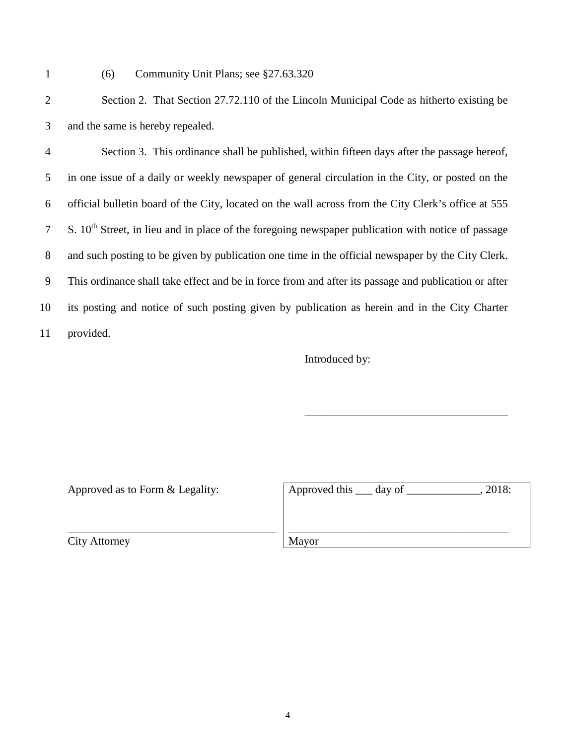(6) Community Unit Plans; see §27.63.320

Section 2. That Section 27.72.110 of the Lincoln Municipal Code as hitherto existing be and the same is hereby repealed.

Section 3. This ordinance shall be published, within fifteen days after the passage hereof, in one issue of a daily or weekly newspaper of general circulation in the City, or posted on the official bulletin board of the City, located on the wall across from the City Clerk's office at 555 S. 10th Street, in lieu and in place of the foregoing newspaper publication with notice of passage and such posting to be given by publication one time in the official newspaper by the City Clerk. This ordinance shall take effect and be in force from and after its passage and publication or after its posting and notice of such posting given by publication as herein and in the City Charter provided.

Introduced by:

\_\_\_\_\_\_\_\_\_\_\_\_\_\_\_\_\_\_\_\_\_\_\_\_\_\_\_\_\_\_\_\_\_\_\_\_

Approved as to Form & Legality:

\_\_\_\_\_\_\_\_\_\_\_\_\_\_\_\_\_\_\_\_\_\_\_\_\_\_\_\_\_\_\_\_\_\_\_\_
City Attorney

Approved this \_\_\_ day of \_\_\_\_\_\_\_\_\_\_\_\_\_, 2018:

\_\_\_\_\_\_\_\_\_\_\_\_\_\_\_\_\_\_\_\_\_\_\_\_\_\_\_\_\_\_\_\_\_\_\_\_\_\_
Mayor